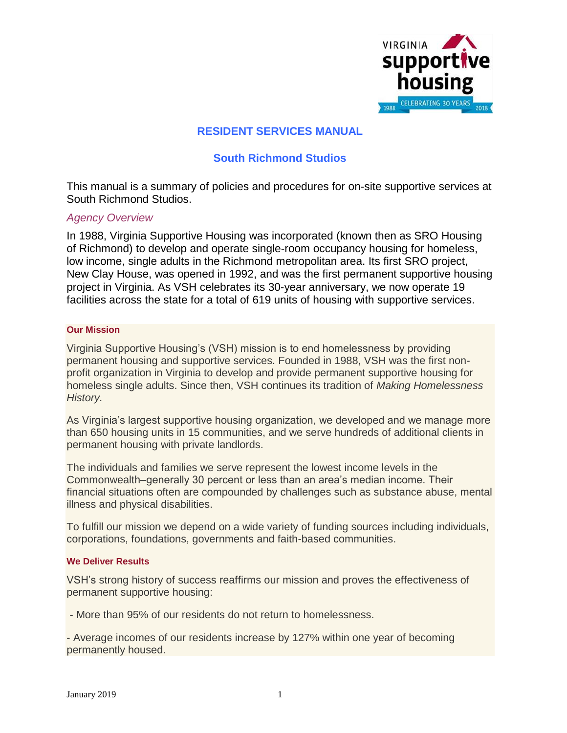# RESIDENT SERVICES MANUAL

## South Richmond Studios

This manual is a summary of policies and procedures for on-site supportive services at South Richmond Studios.

### *Agency Overview*

In 1988, Virginia Supportive Housing was incorporated (known then as SRO Housing of Richmond) to develop and operate single-room occupancy housing for homeless, low income, single adults in the Richmond metropolitan area. Its first SRO project, New Clay House, was opened in 1992, and was the first permanent supportive housing project in Virginia. As VSH celebrates its 30-year anniversary, we now operate 19 facilities across the state for a total of 619 units of housing with supportive services.

#### Our Mission

Virginia Supportive Housing's (VSH) mission is to end homelessness by providing permanent housing and supportive services. Founded in 1988, VSH was the first non-profit organization in Virginia to develop and provide permanent supportive housing for homeless single adults. Since then, VSH continues its tradition of *Making Homelessness History.*

As Virginia's largest supportive housing organization, we developed and we manage more than 650 housing units in 15 communities, and we serve hundreds of additional clients in permanent housing with private landlords.

The individuals and families we serve represent the lowest income levels in the Commonwealth–generally 30 percent or less than an area's median income. Their financial situations often are compounded by challenges such as substance abuse, mental illness and physical disabilities.

To fulfill our mission we depend on a wide variety of funding sources including individuals, corporations, foundations, governments and faith-based communities.

#### We Deliver Results

VSH's strong history of success reaffirms our mission and proves the effectiveness of permanent supportive housing:

- More than 95% of our residents do not return to homelessness.

- Average incomes of our residents increase by 127% within one year of becoming permanently housed.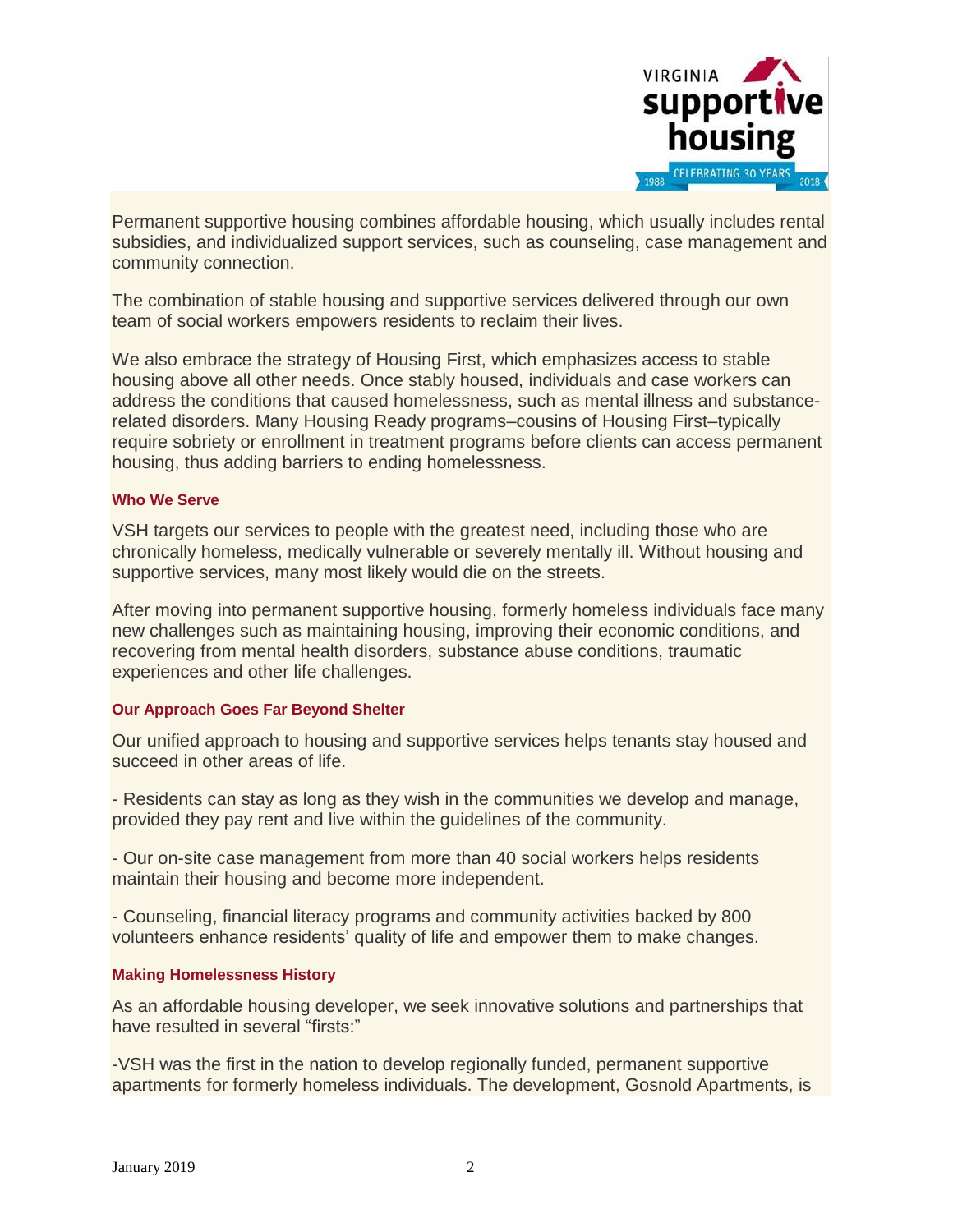Permanent supportive housing combines affordable housing, which usually includes rental subsidies, and individualized support services, such as counseling, case management and community connection.

The combination of stable housing and supportive services delivered through our own team of social workers empowers residents to reclaim their lives.

We also embrace the strategy of Housing First, which emphasizes access to stable housing above all other needs. Once stably housed, individuals and case workers can address the conditions that caused homelessness, such as mental illness and substance-related disorders. Many Housing Ready programs–cousins of Housing First–typically require sobriety or enrollment in treatment programs before clients can access permanent housing, thus adding barriers to ending homelessness.

#### Who We Serve

VSH targets our services to people with the greatest need, including those who are chronically homeless, medically vulnerable or severely mentally ill. Without housing and supportive services, many most likely would die on the streets.

After moving into permanent supportive housing, formerly homeless individuals face many new challenges such as maintaining housing, improving their economic conditions, and recovering from mental health disorders, substance abuse conditions, traumatic experiences and other life challenges.

#### Our Approach Goes Far Beyond Shelter

Our unified approach to housing and supportive services helps tenants stay housed and succeed in other areas of life.

- Residents can stay as long as they wish in the communities we develop and manage, provided they pay rent and live within the guidelines of the community.

- Our on-site case management from more than 40 social workers helps residents maintain their housing and become more independent.

- Counseling, financial literacy programs and community activities backed by 800 volunteers enhance residents' quality of life and empower them to make changes.

#### Making Homelessness History

As an affordable housing developer, we seek innovative solutions and partnerships that have resulted in several "firsts:"

-VSH was the first in the nation to develop regionally funded, permanent supportive apartments for formerly homeless individuals. The development, Gosnold Apartments, is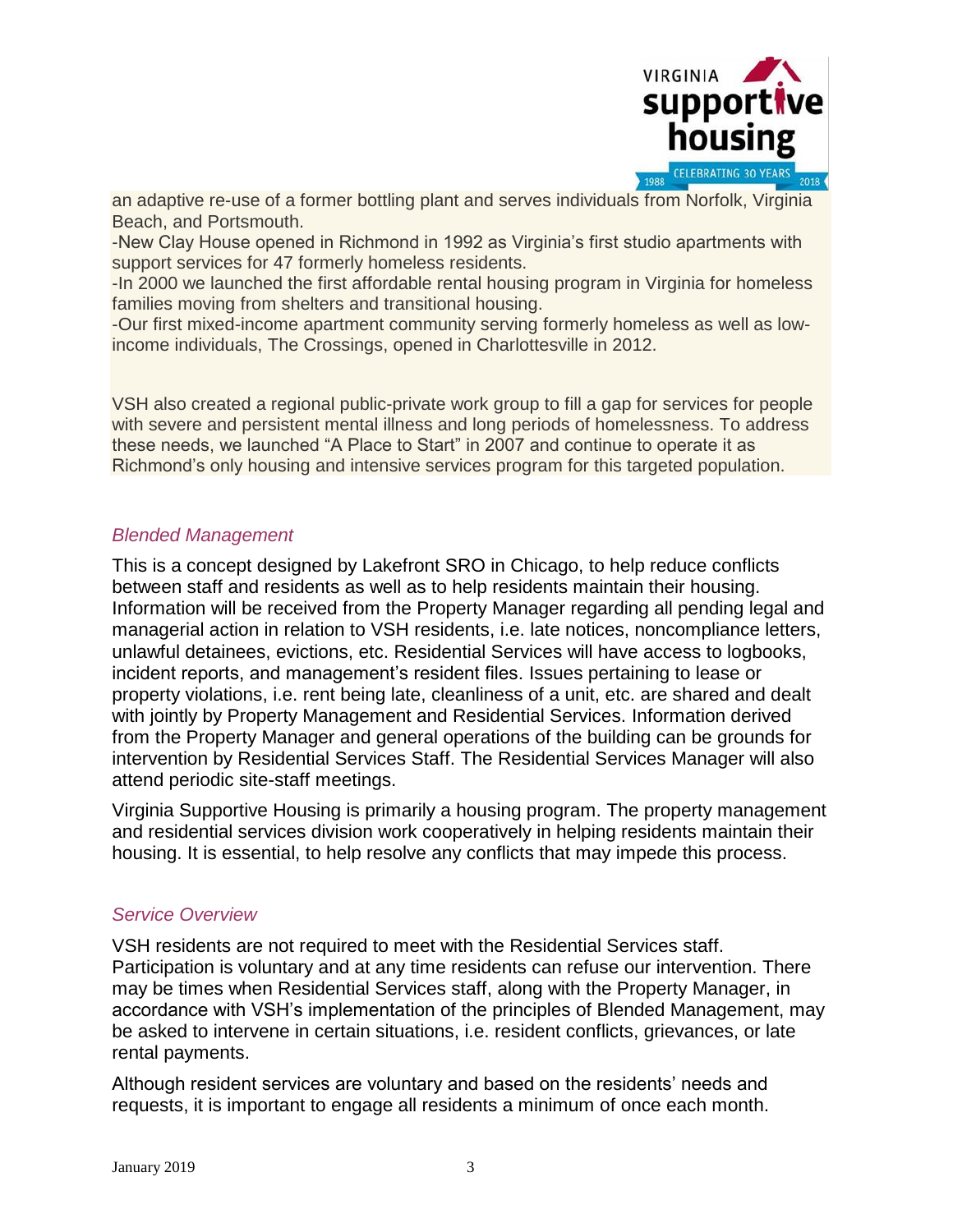an adaptive re-use of a former bottling plant and serves individuals from Norfolk, Virginia Beach, and Portsmouth.

-New Clay House opened in Richmond in 1992 as Virginia's first studio apartments with support services for 47 formerly homeless residents.

-In 2000 we launched the first affordable rental housing program in Virginia for homeless families moving from shelters and transitional housing.

-Our first mixed-income apartment community serving formerly homeless as well as low-income individuals, The Crossings, opened in Charlottesville in 2012.

VSH also created a regional public-private work group to fill a gap for services for people with severe and persistent mental illness and long periods of homelessness. To address these needs, we launched "A Place to Start" in 2007 and continue to operate it as Richmond's only housing and intensive services program for this targeted population.

### *Blended Management*

This is a concept designed by Lakefront SRO in Chicago, to help reduce conflicts between staff and residents as well as to help residents maintain their housing. Information will be received from the Property Manager regarding all pending legal and managerial action in relation to VSH residents, i.e. late notices, noncompliance letters, unlawful detainees, evictions, etc. Residential Services will have access to logbooks, incident reports, and management's resident files. Issues pertaining to lease or property violations, i.e. rent being late, cleanliness of a unit, etc. are shared and dealt with jointly by Property Management and Residential Services. Information derived from the Property Manager and general operations of the building can be grounds for intervention by Residential Services Staff. The Residential Services Manager will also attend periodic site-staff meetings.

Virginia Supportive Housing is primarily a housing program. The property management and residential services division work cooperatively in helping residents maintain their housing. It is essential, to help resolve any conflicts that may impede this process.

### *Service Overview*

VSH residents are not required to meet with the Residential Services staff. Participation is voluntary and at any time residents can refuse our intervention. There may be times when Residential Services staff, along with the Property Manager, in accordance with VSH's implementation of the principles of Blended Management, may be asked to intervene in certain situations, i.e. resident conflicts, grievances, or late rental payments.

Although resident services are voluntary and based on the residents' needs and requests, it is important to engage all residents a minimum of once each month.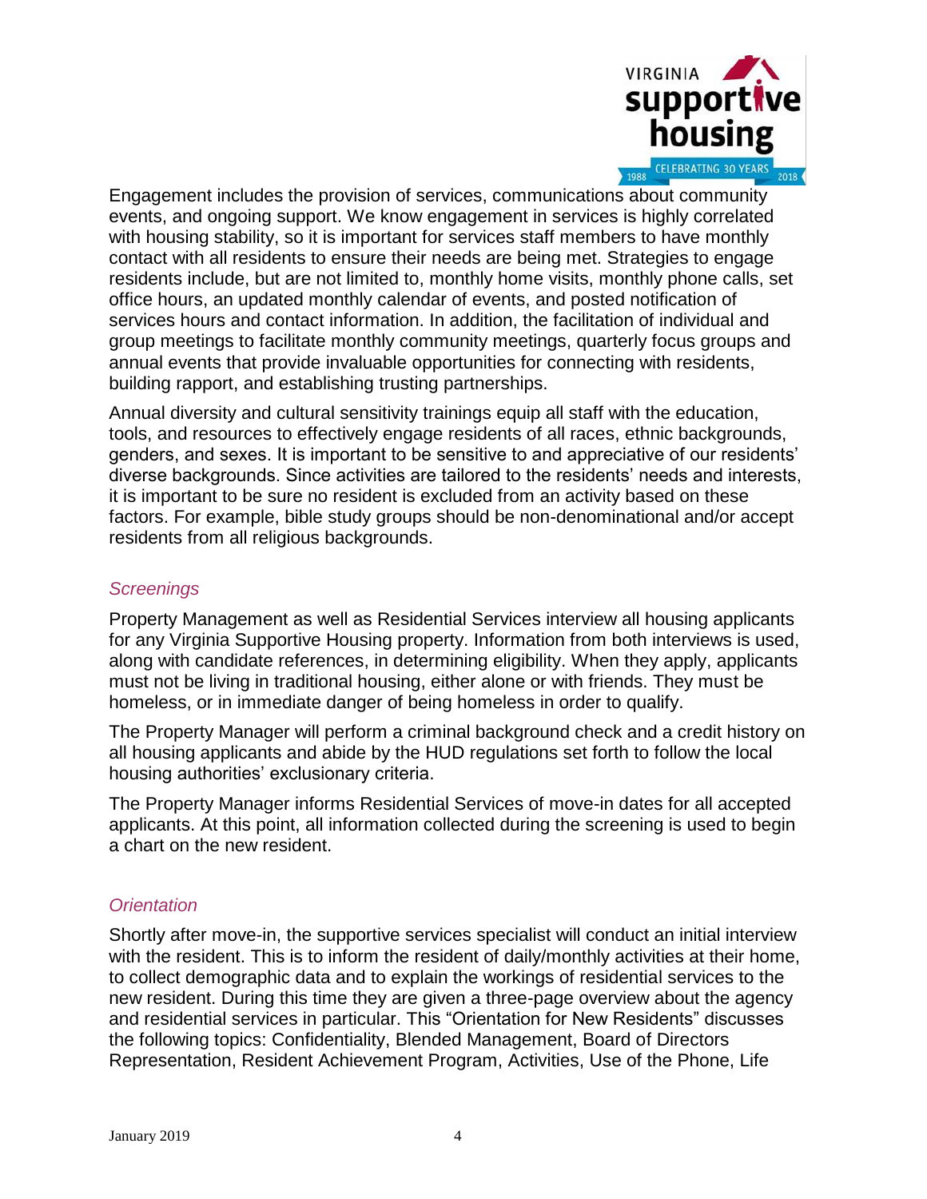Engagement includes the provision of services, communications about community events, and ongoing support. We know engagement in services is highly correlated with housing stability, so it is important for services staff members to have monthly contact with all residents to ensure their needs are being met. Strategies to engage residents include, but are not limited to, monthly home visits, monthly phone calls, set office hours, an updated monthly calendar of events, and posted notification of services hours and contact information. In addition, the facilitation of individual and group meetings to facilitate monthly community meetings, quarterly focus groups and annual events that provide invaluable opportunities for connecting with residents, building rapport, and establishing trusting partnerships.

Annual diversity and cultural sensitivity trainings equip all staff with the education, tools, and resources to effectively engage residents of all races, ethnic backgrounds, genders, and sexes. It is important to be sensitive to and appreciative of our residents' diverse backgrounds. Since activities are tailored to the residents' needs and interests, it is important to be sure no resident is excluded from an activity based on these factors. For example, bible study groups should be non-denominational and/or accept residents from all religious backgrounds.

### *Screenings*

Property Management as well as Residential Services interview all housing applicants for any Virginia Supportive Housing property. Information from both interviews is used, along with candidate references, in determining eligibility. When they apply, applicants must not be living in traditional housing, either alone or with friends. They must be homeless, or in immediate danger of being homeless in order to qualify.

The Property Manager will perform a criminal background check and a credit history on all housing applicants and abide by the HUD regulations set forth to follow the local housing authorities' exclusionary criteria.

The Property Manager informs Residential Services of move-in dates for all accepted applicants. At this point, all information collected during the screening is used to begin a chart on the new resident.

### *Orientation*

Shortly after move-in, the supportive services specialist will conduct an initial interview with the resident. This is to inform the resident of daily/monthly activities at their home, to collect demographic data and to explain the workings of residential services to the new resident. During this time they are given a three-page overview about the agency and residential services in particular. This "Orientation for New Residents" discusses the following topics: Confidentiality, Blended Management, Board of Directors Representation, Resident Achievement Program, Activities, Use of the Phone, Life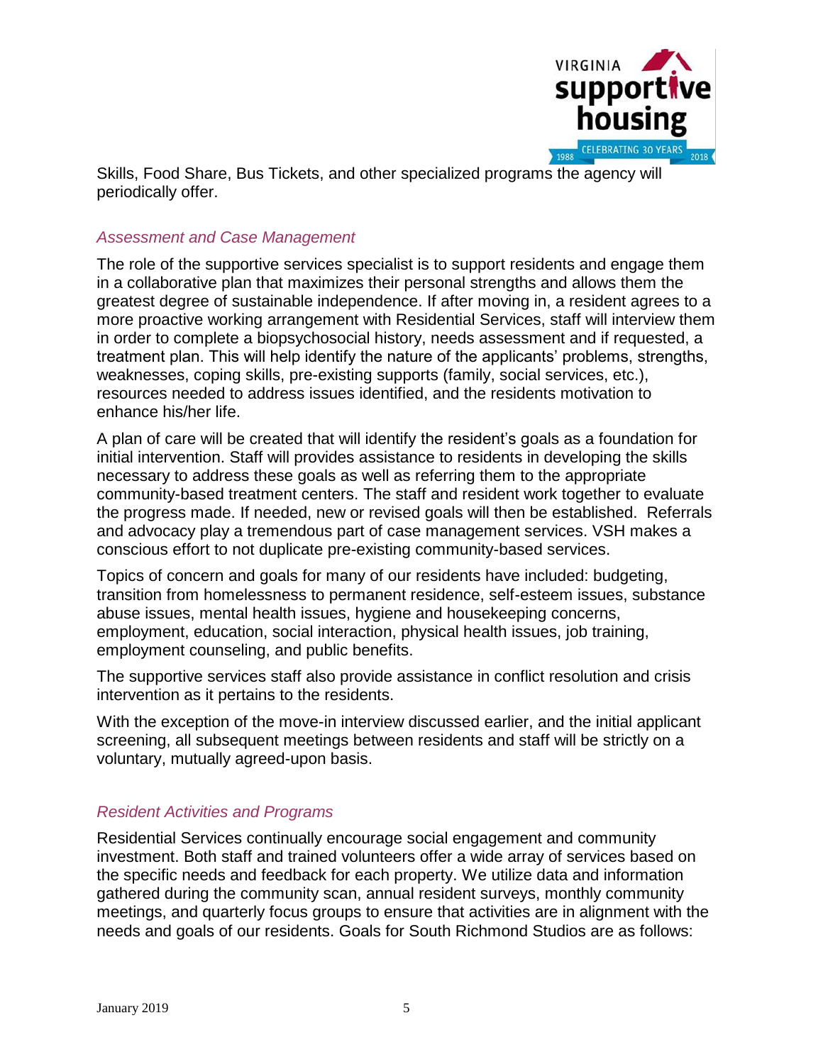Skills, Food Share, Bus Tickets, and other specialized programs the agency will periodically offer.

### *Assessment and Case Management*

The role of the supportive services specialist is to support residents and engage them in a collaborative plan that maximizes their personal strengths and allows them the greatest degree of sustainable independence. If after moving in, a resident agrees to a more proactive working arrangement with Residential Services, staff will interview them in order to complete a biopsychosocial history, needs assessment and if requested, a treatment plan. This will help identify the nature of the applicants' problems, strengths, weaknesses, coping skills, pre-existing supports (family, social services, etc.), resources needed to address issues identified, and the residents motivation to enhance his/her life.

A plan of care will be created that will identify the resident's goals as a foundation for initial intervention. Staff will provides assistance to residents in developing the skills necessary to address these goals as well as referring them to the appropriate community-based treatment centers. The staff and resident work together to evaluate the progress made. If needed, new or revised goals will then be established. Referrals and advocacy play a tremendous part of case management services. VSH makes a conscious effort to not duplicate pre-existing community-based services.

Topics of concern and goals for many of our residents have included: budgeting, transition from homelessness to permanent residence, self-esteem issues, substance abuse issues, mental health issues, hygiene and housekeeping concerns, employment, education, social interaction, physical health issues, job training, employment counseling, and public benefits.

The supportive services staff also provide assistance in conflict resolution and crisis intervention as it pertains to the residents.

With the exception of the move-in interview discussed earlier, and the initial applicant screening, all subsequent meetings between residents and staff will be strictly on a voluntary, mutually agreed-upon basis.

### *Resident Activities and Programs*

Residential Services continually encourage social engagement and community investment. Both staff and trained volunteers offer a wide array of services based on the specific needs and feedback for each property. We utilize data and information gathered during the community scan, annual resident surveys, monthly community meetings, and quarterly focus groups to ensure that activities are in alignment with the needs and goals of our residents. Goals for South Richmond Studios are as follows: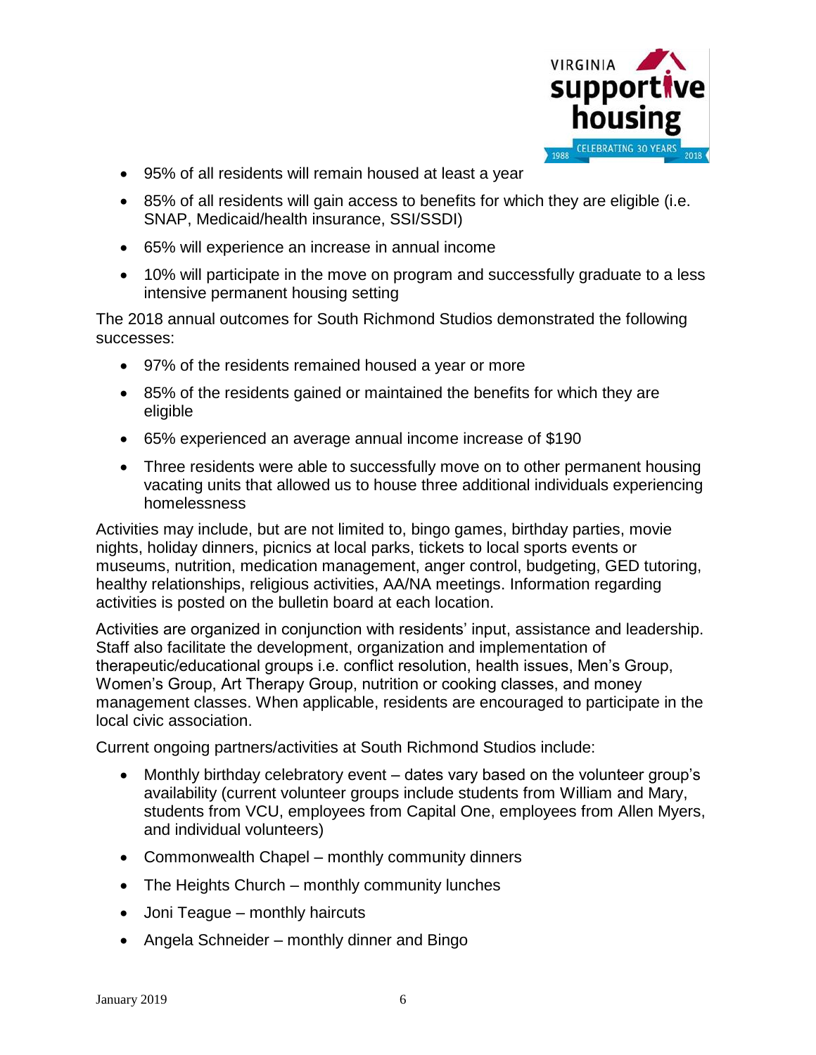- 95% of all residents will remain housed at least a year
- 85% of all residents will gain access to benefits for which they are eligible (i.e. SNAP, Medicaid/health insurance, SSI/SSDI)
- 65% will experience an increase in annual income
- 10% will participate in the move on program and successfully graduate to a less intensive permanent housing setting

The 2018 annual outcomes for South Richmond Studios demonstrated the following successes:

- 97% of the residents remained housed a year or more
- 85% of the residents gained or maintained the benefits for which they are eligible
- 65% experienced an average annual income increase of $190
- Three residents were able to successfully move on to other permanent housing vacating units that allowed us to house three additional individuals experiencing homelessness

Activities may include, but are not limited to, bingo games, birthday parties, movie nights, holiday dinners, picnics at local parks, tickets to local sports events or museums, nutrition, medication management, anger control, budgeting, GED tutoring, healthy relationships, religious activities, AA/NA meetings. Information regarding activities is posted on the bulletin board at each location.

Activities are organized in conjunction with residents' input, assistance and leadership. Staff also facilitate the development, organization and implementation of therapeutic/educational groups i.e. conflict resolution, health issues, Men's Group, Women's Group, Art Therapy Group, nutrition or cooking classes, and money management classes. When applicable, residents are encouraged to participate in the local civic association.

Current ongoing partners/activities at South Richmond Studios include:

- Monthly birthday celebratory event – dates vary based on the volunteer group's availability (current volunteer groups include students from William and Mary, students from VCU, employees from Capital One, employees from Allen Myers, and individual volunteers)
- Commonwealth Chapel – monthly community dinners
- The Heights Church – monthly community lunches
- Joni Teague – monthly haircuts
- Angela Schneider – monthly dinner and Bingo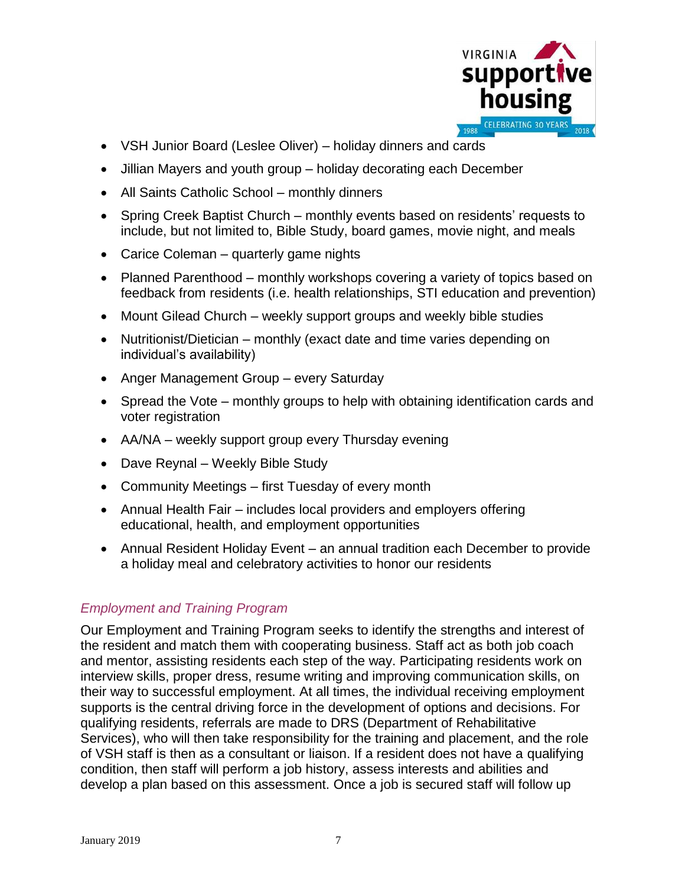- VSH Junior Board (Leslee Oliver) – holiday dinners and cards
- Jillian Mayers and youth group – holiday decorating each December
- All Saints Catholic School – monthly dinners
- Spring Creek Baptist Church – monthly events based on residents' requests to include, but not limited to, Bible Study, board games, movie night, and meals
- Carice Coleman – quarterly game nights
- Planned Parenthood – monthly workshops covering a variety of topics based on feedback from residents (i.e. health relationships, STI education and prevention)
- Mount Gilead Church – weekly support groups and weekly bible studies
- Nutritionist/Dietician – monthly (exact date and time varies depending on individual's availability)
- Anger Management Group – every Saturday
- Spread the Vote – monthly groups to help with obtaining identification cards and voter registration
- AA/NA – weekly support group every Thursday evening
- Dave Reynal – Weekly Bible Study
- Community Meetings – first Tuesday of every month
- Annual Health Fair – includes local providers and employers offering educational, health, and employment opportunities
- Annual Resident Holiday Event – an annual tradition each December to provide a holiday meal and celebratory activities to honor our residents

### *Employment and Training Program*

Our Employment and Training Program seeks to identify the strengths and interest of the resident and match them with cooperating business. Staff act as both job coach and mentor, assisting residents each step of the way. Participating residents work on interview skills, proper dress, resume writing and improving communication skills, on their way to successful employment. At all times, the individual receiving employment supports is the central driving force in the development of options and decisions. For qualifying residents, referrals are made to DRS (Department of Rehabilitative Services), who will then take responsibility for the training and placement, and the role of VSH staff is then as a consultant or liaison. If a resident does not have a qualifying condition, then staff will perform a job history, assess interests and abilities and develop a plan based on this assessment. Once a job is secured staff will follow up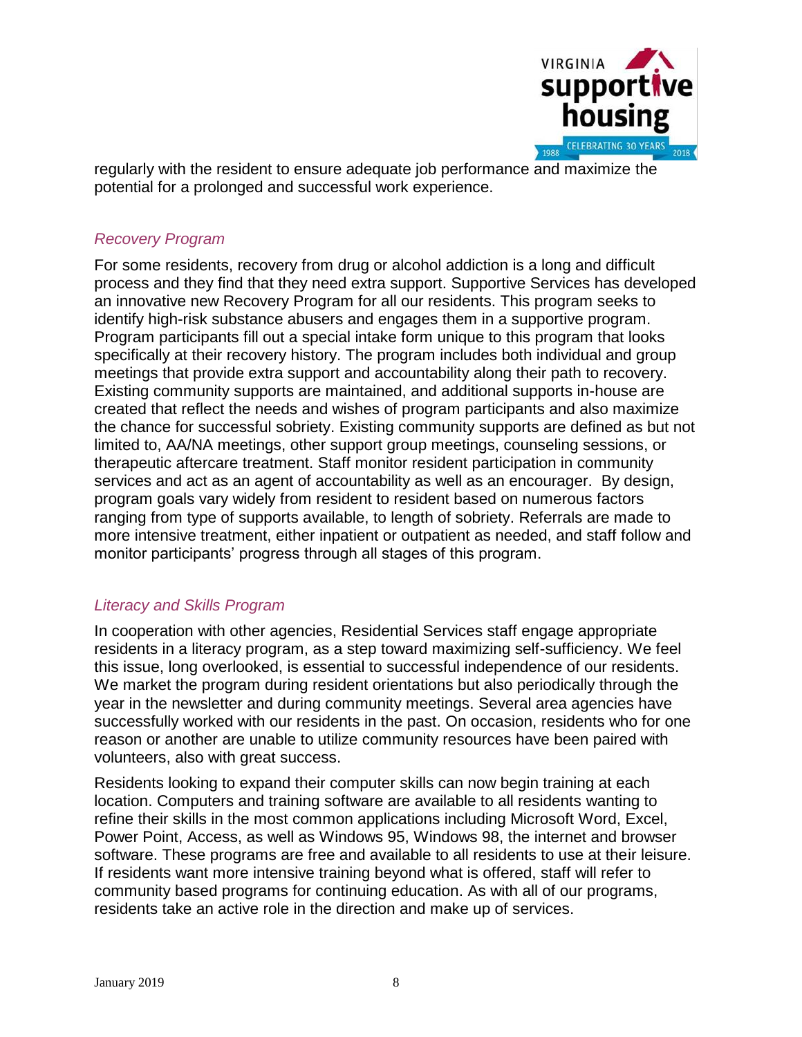regularly with the resident to ensure adequate job performance and maximize the potential for a prolonged and successful work experience.

### *Recovery Program*

For some residents, recovery from drug or alcohol addiction is a long and difficult process and they find that they need extra support. Supportive Services has developed an innovative new Recovery Program for all our residents. This program seeks to identify high-risk substance abusers and engages them in a supportive program. Program participants fill out a special intake form unique to this program that looks specifically at their recovery history. The program includes both individual and group meetings that provide extra support and accountability along their path to recovery. Existing community supports are maintained, and additional supports in-house are created that reflect the needs and wishes of program participants and also maximize the chance for successful sobriety. Existing community supports are defined as but not limited to, AA/NA meetings, other support group meetings, counseling sessions, or therapeutic aftercare treatment. Staff monitor resident participation in community services and act as an agent of accountability as well as an encourager. By design, program goals vary widely from resident to resident based on numerous factors ranging from type of supports available, to length of sobriety. Referrals are made to more intensive treatment, either inpatient or outpatient as needed, and staff follow and monitor participants' progress through all stages of this program.

### *Literacy and Skills Program*

In cooperation with other agencies, Residential Services staff engage appropriate residents in a literacy program, as a step toward maximizing self-sufficiency. We feel this issue, long overlooked, is essential to successful independence of our residents. We market the program during resident orientations but also periodically through the year in the newsletter and during community meetings. Several area agencies have successfully worked with our residents in the past. On occasion, residents who for one reason or another are unable to utilize community resources have been paired with volunteers, also with great success.

Residents looking to expand their computer skills can now begin training at each location. Computers and training software are available to all residents wanting to refine their skills in the most common applications including Microsoft Word, Excel, Power Point, Access, as well as Windows 95, Windows 98, the internet and browser software. These programs are free and available to all residents to use at their leisure. If residents want more intensive training beyond what is offered, staff will refer to community based programs for continuing education. As with all of our programs, residents take an active role in the direction and make up of services.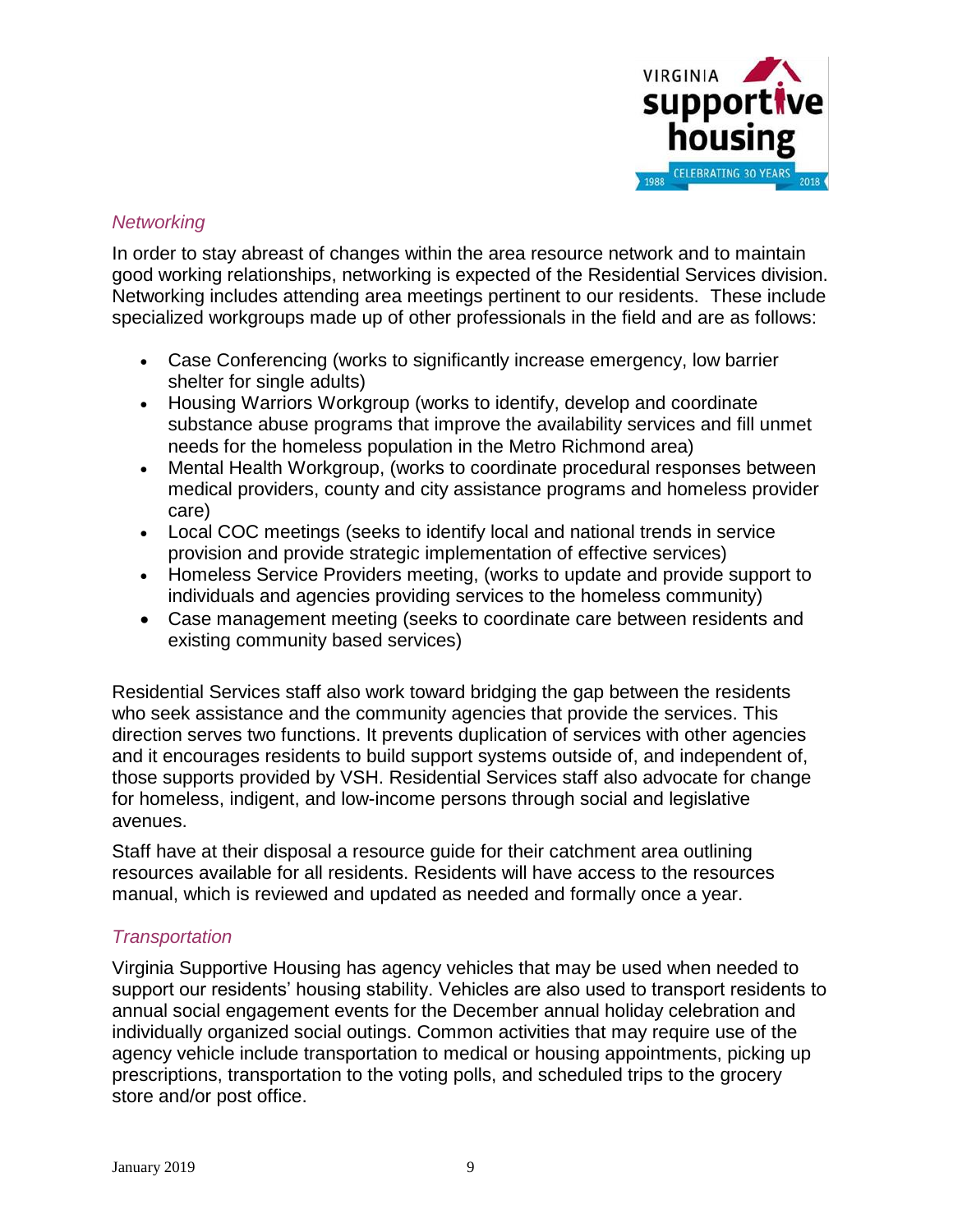### *Networking*

In order to stay abreast of changes within the area resource network and to maintain good working relationships, networking is expected of the Residential Services division. Networking includes attending area meetings pertinent to our residents. These include specialized workgroups made up of other professionals in the field and are as follows:

- Case Conferencing (works to significantly increase emergency, low barrier shelter for single adults)
- Housing Warriors Workgroup (works to identify, develop and coordinate substance abuse programs that improve the availability services and fill unmet needs for the homeless population in the Metro Richmond area)
- Mental Health Workgroup, (works to coordinate procedural responses between medical providers, county and city assistance programs and homeless provider care)
- Local COC meetings (seeks to identify local and national trends in service provision and provide strategic implementation of effective services)
- Homeless Service Providers meeting, (works to update and provide support to individuals and agencies providing services to the homeless community)
- Case management meeting (seeks to coordinate care between residents and existing community based services)

Residential Services staff also work toward bridging the gap between the residents who seek assistance and the community agencies that provide the services. This direction serves two functions. It prevents duplication of services with other agencies and it encourages residents to build support systems outside of, and independent of, those supports provided by VSH. Residential Services staff also advocate for change for homeless, indigent, and low-income persons through social and legislative avenues.

Staff have at their disposal a resource guide for their catchment area outlining resources available for all residents. Residents will have access to the resources manual, which is reviewed and updated as needed and formally once a year.

### *Transportation*

Virginia Supportive Housing has agency vehicles that may be used when needed to support our residents' housing stability. Vehicles are also used to transport residents to annual social engagement events for the December annual holiday celebration and individually organized social outings. Common activities that may require use of the agency vehicle include transportation to medical or housing appointments, picking up prescriptions, transportation to the voting polls, and scheduled trips to the grocery store and/or post office.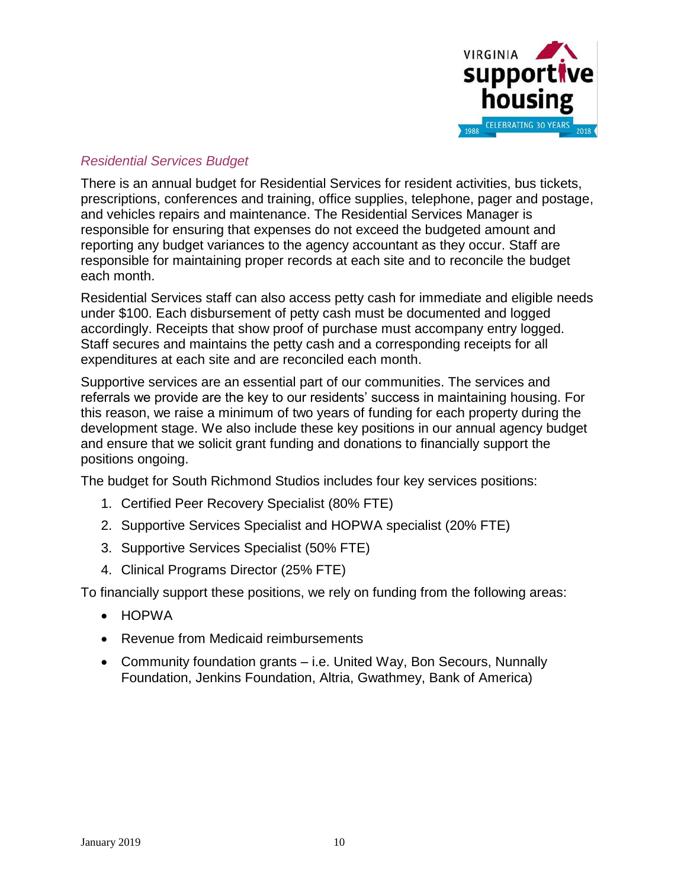*Residential Services Budget*

There is an annual budget for Residential Services for resident activities, bus tickets, prescriptions, conferences and training, office supplies, telephone, pager and postage, and vehicles repairs and maintenance. The Residential Services Manager is responsible for ensuring that expenses do not exceed the budgeted amount and reporting any budget variances to the agency accountant as they occur. Staff are responsible for maintaining proper records at each site and to reconcile the budget each month.

Residential Services staff can also access petty cash for immediate and eligible needs under $100. Each disbursement of petty cash must be documented and logged accordingly. Receipts that show proof of purchase must accompany entry logged. Staff secures and maintains the petty cash and a corresponding receipts for all expenditures at each site and are reconciled each month.

Supportive services are an essential part of our communities. The services and referrals we provide are the key to our residents' success in maintaining housing. For this reason, we raise a minimum of two years of funding for each property during the development stage. We also include these key positions in our annual agency budget and ensure that we solicit grant funding and donations to financially support the positions ongoing.

The budget for South Richmond Studios includes four key services positions:

1. Certified Peer Recovery Specialist (80% FTE)
2. Supportive Services Specialist and HOPWA specialist (20% FTE)
3. Supportive Services Specialist (50% FTE)
4. Clinical Programs Director (25% FTE)

To financially support these positions, we rely on funding from the following areas:

- HOPWA
- Revenue from Medicaid reimbursements
- Community foundation grants – i.e. United Way, Bon Secours, Nunnally Foundation, Jenkins Foundation, Altria, Gwathmey, Bank of America)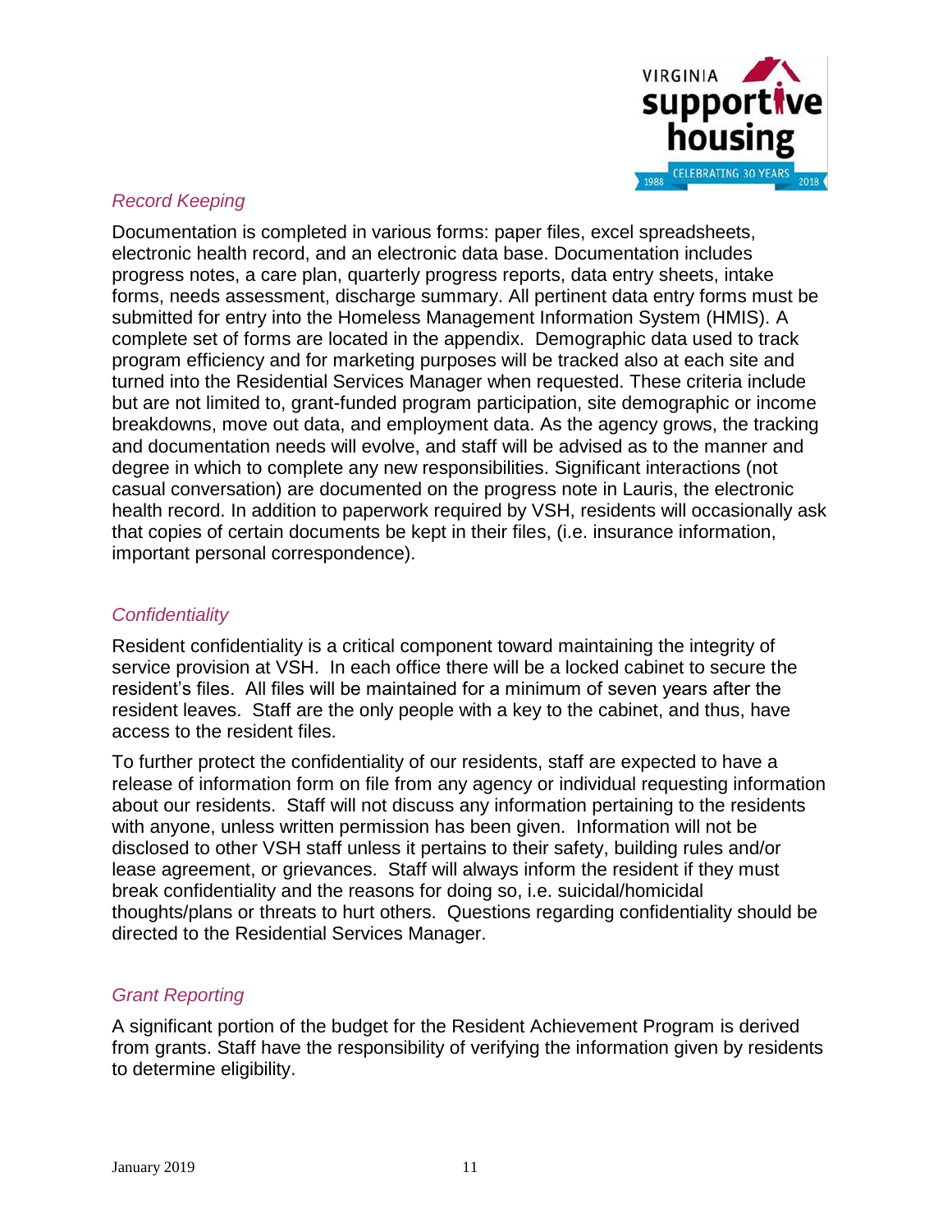## *Record Keeping*

Documentation is completed in various forms: paper files, excel spreadsheets, electronic health record, and an electronic data base. Documentation includes progress notes, a care plan, quarterly progress reports, data entry sheets, intake forms, needs assessment, discharge summary. All pertinent data entry forms must be submitted for entry into the Homeless Management Information System (HMIS). A complete set of forms are located in the appendix. Demographic data used to track program efficiency and for marketing purposes will be tracked also at each site and turned into the Residential Services Manager when requested. These criteria include but are not limited to, grant-funded program participation, site demographic or income breakdowns, move out data, and employment data. As the agency grows, the tracking and documentation needs will evolve, and staff will be advised as to the manner and degree in which to complete any new responsibilities. Significant interactions (not casual conversation) are documented on the progress note in Lauris, the electronic health record. In addition to paperwork required by VSH, residents will occasionally ask that copies of certain documents be kept in their files, (i.e. insurance information, important personal correspondence).

## *Confidentiality*

Resident confidentiality is a critical component toward maintaining the integrity of service provision at VSH. In each office there will be a locked cabinet to secure the resident's files. All files will be maintained for a minimum of seven years after the resident leaves. Staff are the only people with a key to the cabinet, and thus, have access to the resident files.

To further protect the confidentiality of our residents, staff are expected to have a release of information form on file from any agency or individual requesting information about our residents. Staff will not discuss any information pertaining to the residents with anyone, unless written permission has been given. Information will not be disclosed to other VSH staff unless it pertains to their safety, building rules and/or lease agreement, or grievances. Staff will always inform the resident if they must break confidentiality and the reasons for doing so, i.e. suicidal/homicidal thoughts/plans or threats to hurt others. Questions regarding confidentiality should be directed to the Residential Services Manager.

## *Grant Reporting*

A significant portion of the budget for the Resident Achievement Program is derived from grants. Staff have the responsibility of verifying the information given by residents to determine eligibility.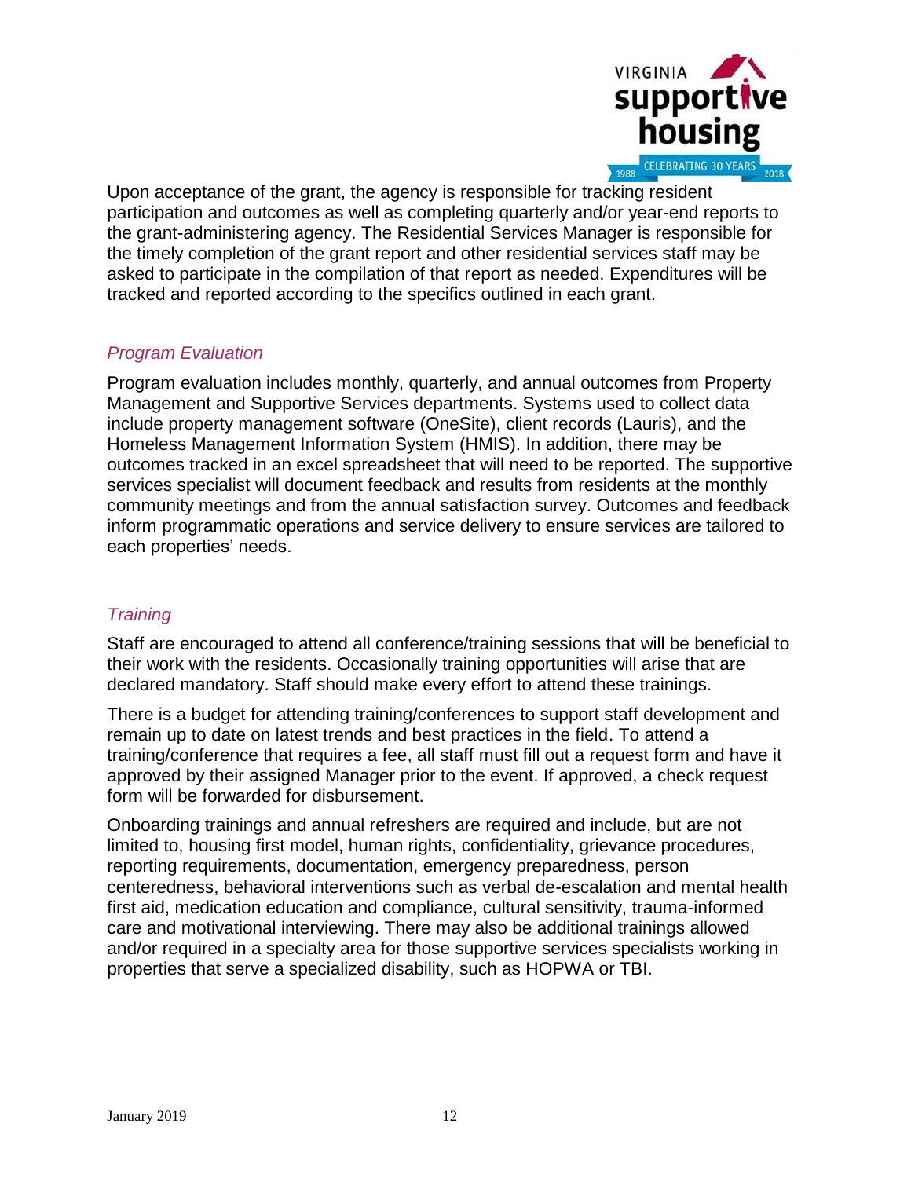Upon acceptance of the grant, the agency is responsible for tracking resident participation and outcomes as well as completing quarterly and/or year-end reports to the grant-administering agency. The Residential Services Manager is responsible for the timely completion of the grant report and other residential services staff may be asked to participate in the compilation of that report as needed. Expenditures will be tracked and reported according to the specifics outlined in each grant.

### *Program Evaluation*

Program evaluation includes monthly, quarterly, and annual outcomes from Property Management and Supportive Services departments. Systems used to collect data include property management software (OneSite), client records (Lauris), and the Homeless Management Information System (HMIS). In addition, there may be outcomes tracked in an excel spreadsheet that will need to be reported. The supportive services specialist will document feedback and results from residents at the monthly community meetings and from the annual satisfaction survey. Outcomes and feedback inform programmatic operations and service delivery to ensure services are tailored to each properties' needs.

### *Training*

Staff are encouraged to attend all conference/training sessions that will be beneficial to their work with the residents. Occasionally training opportunities will arise that are declared mandatory. Staff should make every effort to attend these trainings.

There is a budget for attending training/conferences to support staff development and remain up to date on latest trends and best practices in the field. To attend a training/conference that requires a fee, all staff must fill out a request form and have it approved by their assigned Manager prior to the event. If approved, a check request form will be forwarded for disbursement.

Onboarding trainings and annual refreshers are required and include, but are not limited to, housing first model, human rights, confidentiality, grievance procedures, reporting requirements, documentation, emergency preparedness, person centeredness, behavioral interventions such as verbal de-escalation and mental health first aid, medication education and compliance, cultural sensitivity, trauma-informed care and motivational interviewing. There may also be additional trainings allowed and/or required in a specialty area for those supportive services specialists working in properties that serve a specialized disability, such as HOPWA or TBI.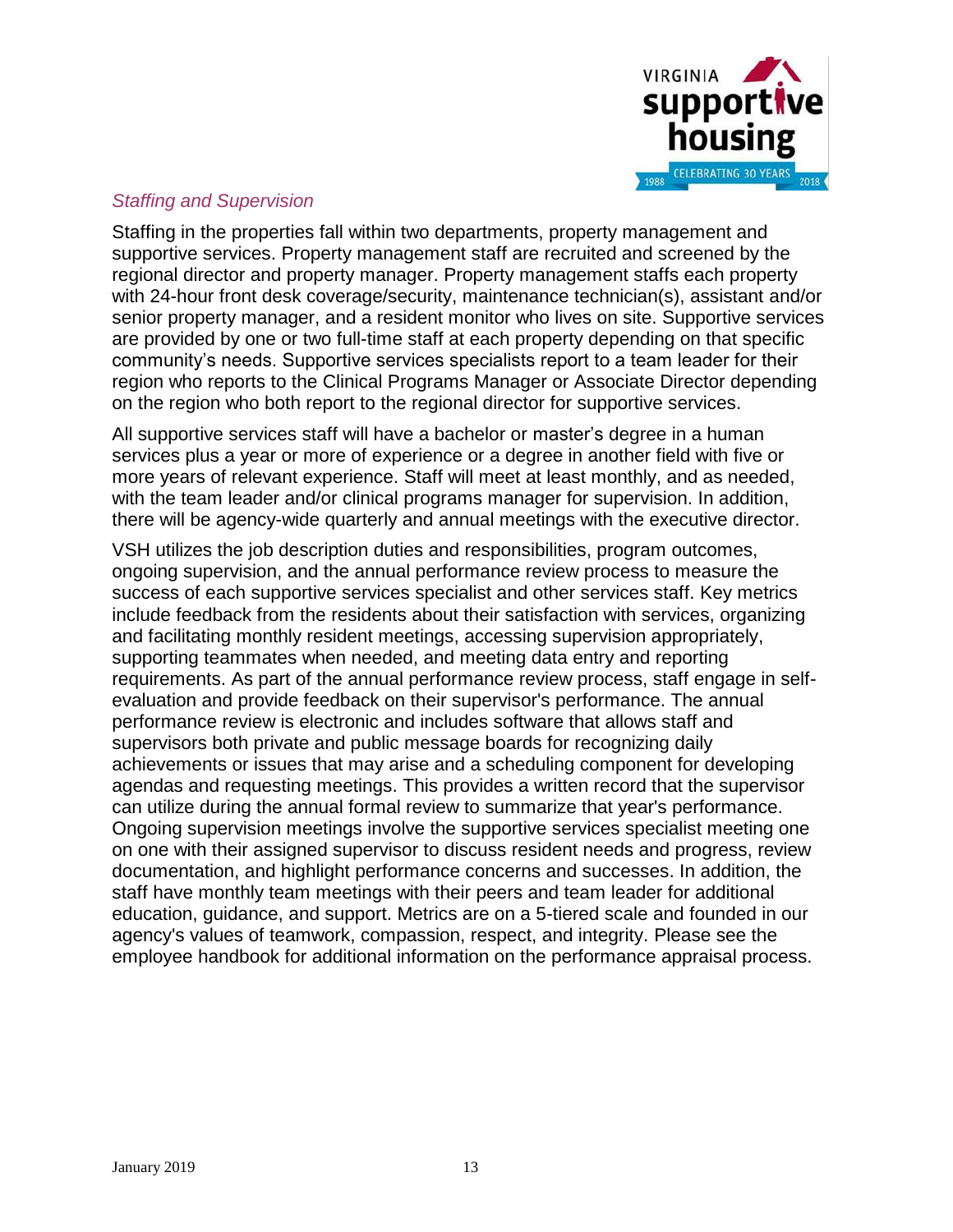*Staffing and Supervision*

Staffing in the properties fall within two departments, property management and supportive services. Property management staff are recruited and screened by the regional director and property manager. Property management staffs each property with 24-hour front desk coverage/security, maintenance technician(s), assistant and/or senior property manager, and a resident monitor who lives on site. Supportive services are provided by one or two full-time staff at each property depending on that specific community's needs. Supportive services specialists report to a team leader for their region who reports to the Clinical Programs Manager or Associate Director depending on the region who both report to the regional director for supportive services.

All supportive services staff will have a bachelor or master's degree in a human services plus a year or more of experience or a degree in another field with five or more years of relevant experience. Staff will meet at least monthly, and as needed, with the team leader and/or clinical programs manager for supervision. In addition, there will be agency-wide quarterly and annual meetings with the executive director.

VSH utilizes the job description duties and responsibilities, program outcomes, ongoing supervision, and the annual performance review process to measure the success of each supportive services specialist and other services staff. Key metrics include feedback from the residents about their satisfaction with services, organizing and facilitating monthly resident meetings, accessing supervision appropriately, supporting teammates when needed, and meeting data entry and reporting requirements. As part of the annual performance review process, staff engage in self-evaluation and provide feedback on their supervisor's performance. The annual performance review is electronic and includes software that allows staff and supervisors both private and public message boards for recognizing daily achievements or issues that may arise and a scheduling component for developing agendas and requesting meetings. This provides a written record that the supervisor can utilize during the annual formal review to summarize that year's performance. Ongoing supervision meetings involve the supportive services specialist meeting one on one with their assigned supervisor to discuss resident needs and progress, review documentation, and highlight performance concerns and successes. In addition, the staff have monthly team meetings with their peers and team leader for additional education, guidance, and support. Metrics are on a 5-tiered scale and founded in our agency's values of teamwork, compassion, respect, and integrity. Please see the employee handbook for additional information on the performance appraisal process.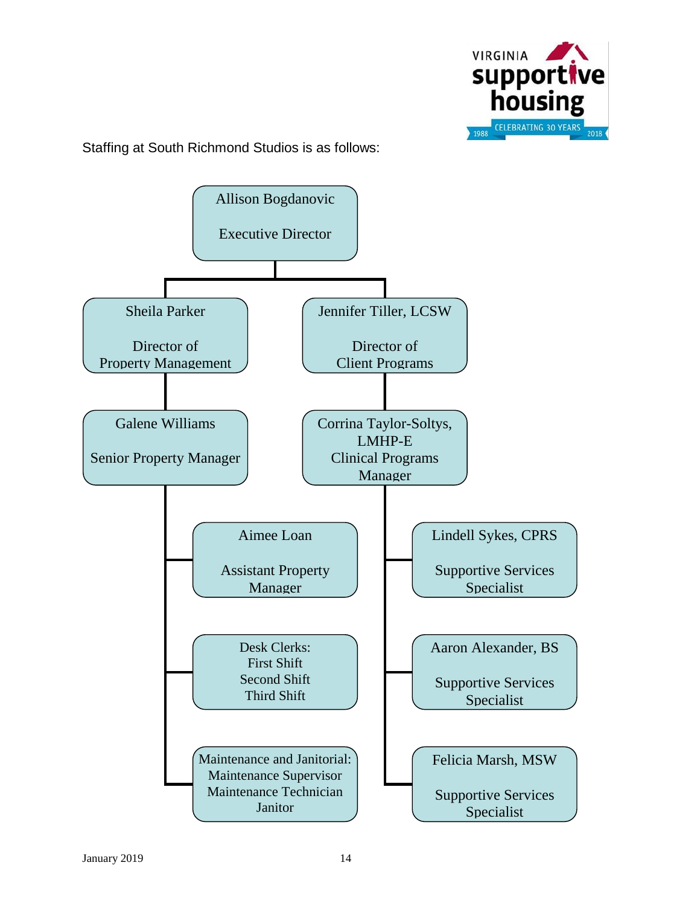Staffing at South Richmond Studios is as follows:

- **Allison Bogdanovic** — Executive Director
  - **Sheila Parker** — Director of Property Management
    - **Galene Williams** — Senior Property Manager
      - **Aimee Loan** — Assistant Property Manager
      - **Desk Clerks:** First Shift, Second Shift, Third Shift
      - **Maintenance and Janitorial:** Maintenance Supervisor, Maintenance Technician, Janitor
  - **Jennifer Tiller, LCSW** — Director of Client Programs
    - **Corrina Taylor-Soltys, LMHP-E** — Clinical Programs Manager
      - **Lindell Sykes, CPRS** — Supportive Services Specialist
      - **Aaron Alexander, BS** — Supportive Services Specialist
      - **Felicia Marsh, MSW** — Supportive Services Specialist

January 2019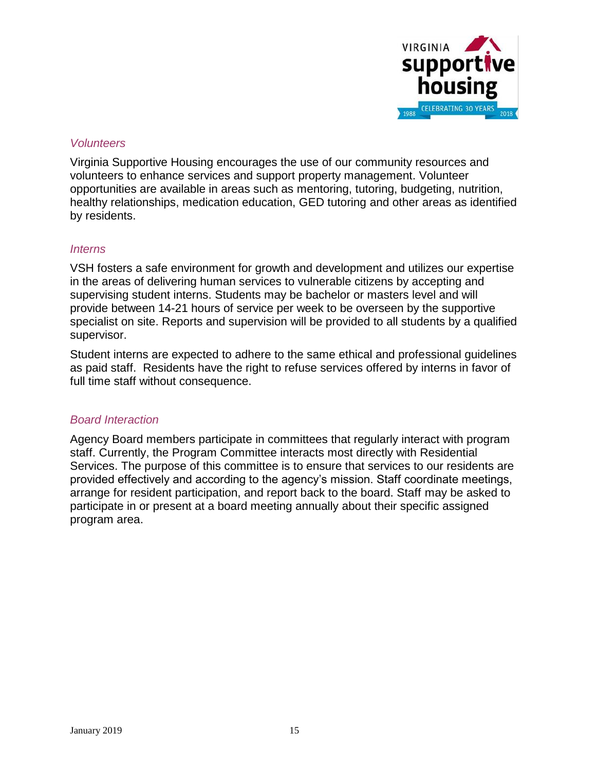*Volunteers*

Virginia Supportive Housing encourages the use of our community resources and volunteers to enhance services and support property management. Volunteer opportunities are available in areas such as mentoring, tutoring, budgeting, nutrition, healthy relationships, medication education, GED tutoring and other areas as identified by residents.

*Interns*

VSH fosters a safe environment for growth and development and utilizes our expertise in the areas of delivering human services to vulnerable citizens by accepting and supervising student interns. Students may be bachelor or masters level and will provide between 14-21 hours of service per week to be overseen by the supportive specialist on site. Reports and supervision will be provided to all students by a qualified supervisor.

Student interns are expected to adhere to the same ethical and professional guidelines as paid staff. Residents have the right to refuse services offered by interns in favor of full time staff without consequence.

*Board Interaction*

Agency Board members participate in committees that regularly interact with program staff. Currently, the Program Committee interacts most directly with Residential Services. The purpose of this committee is to ensure that services to our residents are provided effectively and according to the agency's mission. Staff coordinate meetings, arrange for resident participation, and report back to the board. Staff may be asked to participate in or present at a board meeting annually about their specific assigned program area.